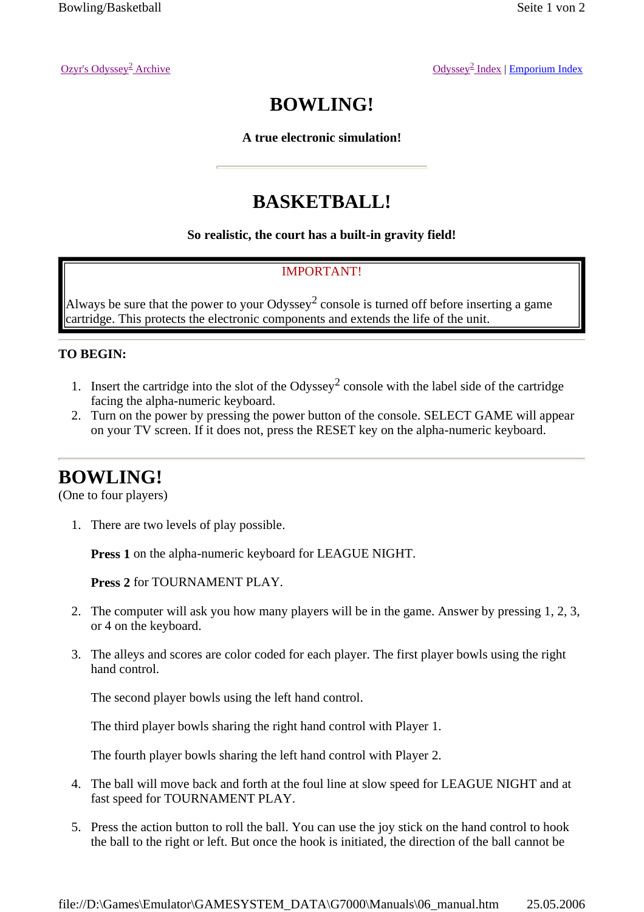Ozyr's Odyssey² Archive | Odyssey² Index | Emporium Index

# BOWLING!

**A true electronic simulation!**

---

# BASKETBALL!

**So realistic, the court has a built-in gravity field!**

> IMPORTANT!
>
> Always be sure that the power to your Odyssey² console is turned off before inserting a game cartridge. This protects the electronic components and extends the life of the unit.

**TO BEGIN:**

1. Insert the cartridge into the slot of the Odyssey² console with the label side of the cartridge facing the alpha-numeric keyboard.
2. Turn on the power by pressing the power button of the console. SELECT GAME will appear on your TV screen. If it does not, press the RESET key on the alpha-numeric keyboard.

---

## BOWLING!

(One to four players)

1. There are two levels of play possible.

   **Press 1** on the alpha-numeric keyboard for LEAGUE NIGHT.

   **Press 2** for TOURNAMENT PLAY.

2. The computer will ask you how many players will be in the game. Answer by pressing 1, 2, 3, or 4 on the keyboard.

3. The alleys and scores are color coded for each player. The first player bowls using the right hand control.

   The second player bowls using the left hand control.

   The third player bowls sharing the right hand control with Player 1.

   The fourth player bowls sharing the left hand control with Player 2.

4. The ball will move back and forth at the foul line at slow speed for LEAGUE NIGHT and at fast speed for TOURNAMENT PLAY.

5. Press the action button to roll the ball. You can use the joy stick on the hand control to hook the ball to the right or left. But once the hook is initiated, the direction of the ball cannot be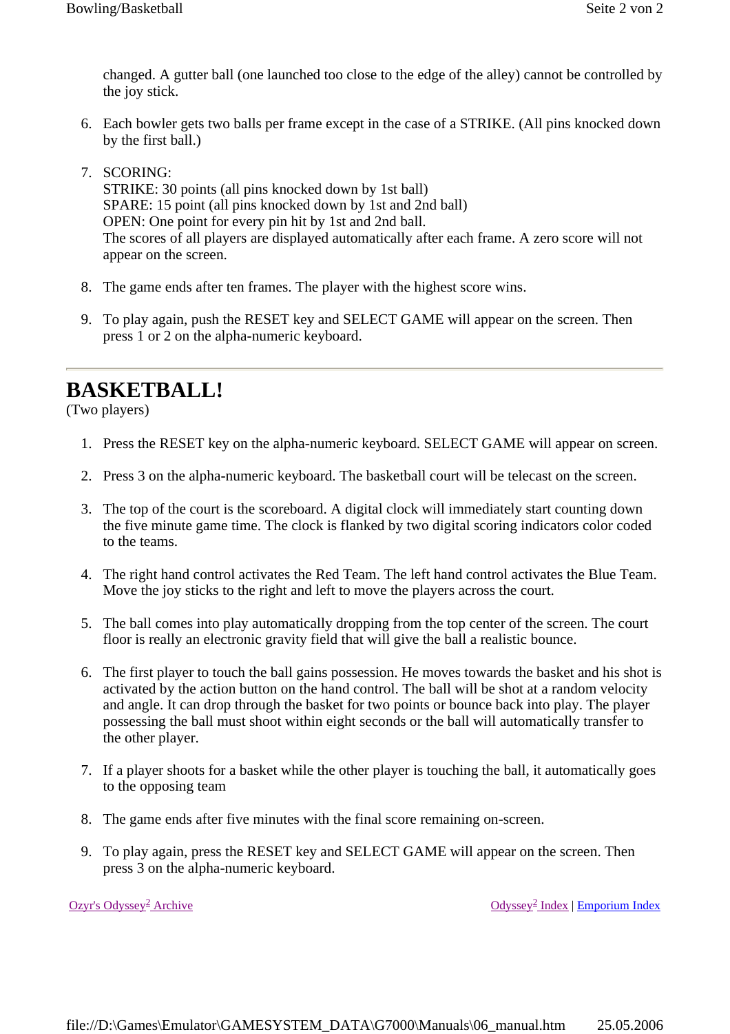changed. A gutter ball (one launched too close to the edge of the alley) cannot be controlled by the joy stick.

6. Each bowler gets two balls per frame except in the case of a STRIKE. (All pins knocked down by the first ball.)

7. SCORING:
   STRIKE: 30 points (all pins knocked down by 1st ball)
   SPARE: 15 point (all pins knocked down by 1st and 2nd ball)
   OPEN: One point for every pin hit by 1st and 2nd ball.
   The scores of all players are displayed automatically after each frame. A zero score will not appear on the screen.

8. The game ends after ten frames. The player with the highest score wins.

9. To play again, push the RESET key and SELECT GAME will appear on the screen. Then press 1 or 2 on the alpha-numeric keyboard.

---

# BASKETBALL!

(Two players)

1. Press the RESET key on the alpha-numeric keyboard. SELECT GAME will appear on screen.

2. Press 3 on the alpha-numeric keyboard. The basketball court will be telecast on the screen.

3. The top of the court is the scoreboard. A digital clock will immediately start counting down the five minute game time. The clock is flanked by two digital scoring indicators color coded to the teams.

4. The right hand control activates the Red Team. The left hand control activates the Blue Team. Move the joy sticks to the right and left to move the players across the court.

5. The ball comes into play automatically dropping from the top center of the screen. The court floor is really an electronic gravity field that will give the ball a realistic bounce.

6. The first player to touch the ball gains possession. He moves towards the basket and his shot is activated by the action button on the hand control. The ball will be shot at a random velocity and angle. It can drop through the basket for two points or bounce back into play. The player possessing the ball must shoot within eight seconds or the ball will automatically transfer to the other player.

7. If a player shoots for a basket while the other player is touching the ball, it automatically goes to the opposing team

8. The game ends after five minutes with the final score remaining on-screen.

9. To play again, press the RESET key and SELECT GAME will appear on the screen. Then press 3 on the alpha-numeric keyboard.

Ozyr's Odyssey[2] Archive

Odyssey[2] Index | Emporium Index